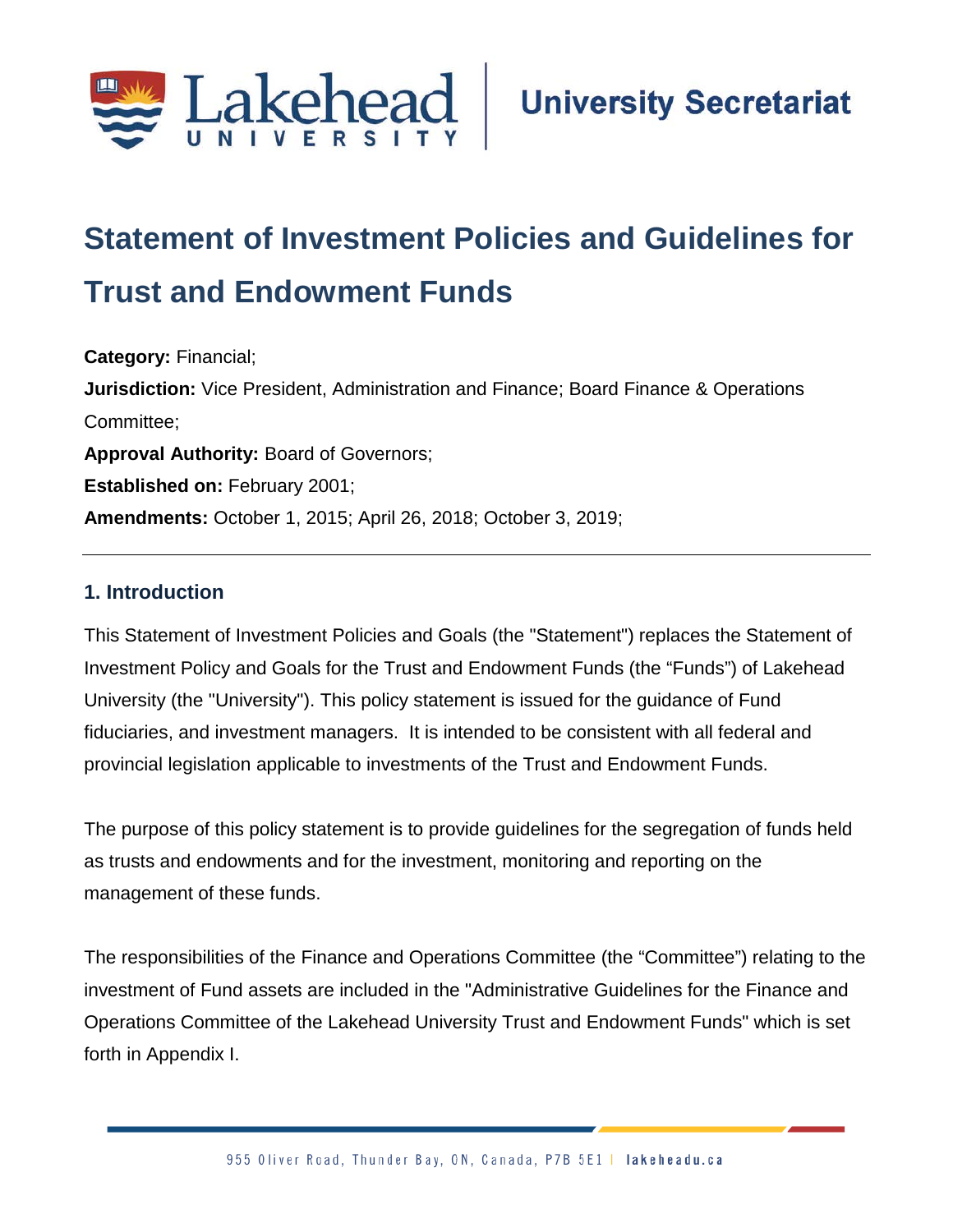# Statement of Investment Policies and Guidelines for Trust and Endowment Funds

**Category:** Financial;

**Jurisdiction:** Vice President, Administration and Finance; Board Finance & Operations Committee;

**Approval Authority:** Board of Governors;

**Established on:** February 2001;

**Amendments:** October 1, 2015; April 26, 2018; October 3, 2019;

---

## 1. Introduction

This Statement of Investment Policies and Goals (the "Statement") replaces the Statement of Investment Policy and Goals for the Trust and Endowment Funds (the "Funds") of Lakehead University (the "University"). This policy statement is issued for the guidance of Fund fiduciaries, and investment managers. It is intended to be consistent with all federal and provincial legislation applicable to investments of the Trust and Endowment Funds.

The purpose of this policy statement is to provide guidelines for the segregation of funds held as trusts and endowments and for the investment, monitoring and reporting on the management of these funds.

The responsibilities of the Finance and Operations Committee (the "Committee") relating to the investment of Fund assets are included in the "Administrative Guidelines for the Finance and Operations Committee of the Lakehead University Trust and Endowment Funds" which is set forth in Appendix I.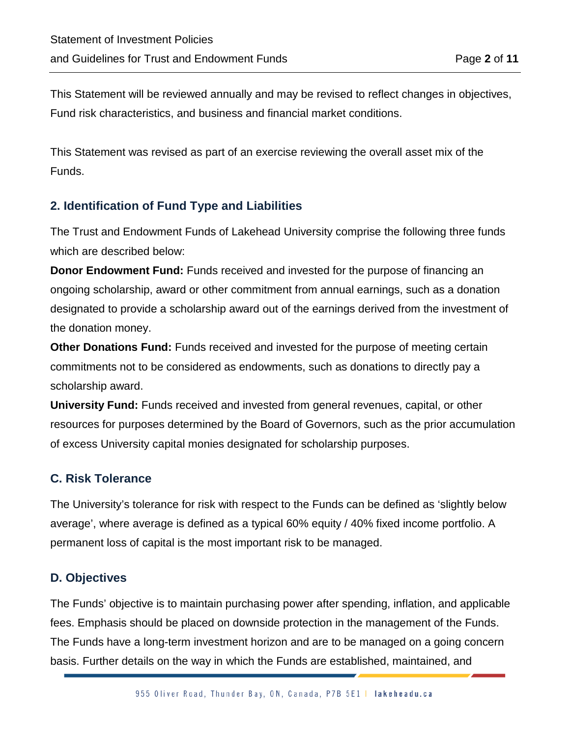This Statement will be reviewed annually and may be revised to reflect changes in objectives, Fund risk characteristics, and business and financial market conditions.

This Statement was revised as part of an exercise reviewing the overall asset mix of the Funds.

## 2. Identification of Fund Type and Liabilities

The Trust and Endowment Funds of Lakehead University comprise the following three funds which are described below:

**Donor Endowment Fund:** Funds received and invested for the purpose of financing an ongoing scholarship, award or other commitment from annual earnings, such as a donation designated to provide a scholarship award out of the earnings derived from the investment of the donation money.

**Other Donations Fund:** Funds received and invested for the purpose of meeting certain commitments not to be considered as endowments, such as donations to directly pay a scholarship award.

**University Fund:** Funds received and invested from general revenues, capital, or other resources for purposes determined by the Board of Governors, such as the prior accumulation of excess University capital monies designated for scholarship purposes.

## C. Risk Tolerance

The University's tolerance for risk with respect to the Funds can be defined as 'slightly below average', where average is defined as a typical 60% equity / 40% fixed income portfolio. A permanent loss of capital is the most important risk to be managed.

## D. Objectives

The Funds' objective is to maintain purchasing power after spending, inflation, and applicable fees. Emphasis should be placed on downside protection in the management of the Funds. The Funds have a long-term investment horizon and are to be managed on a going concern basis. Further details on the way in which the Funds are established, maintained, and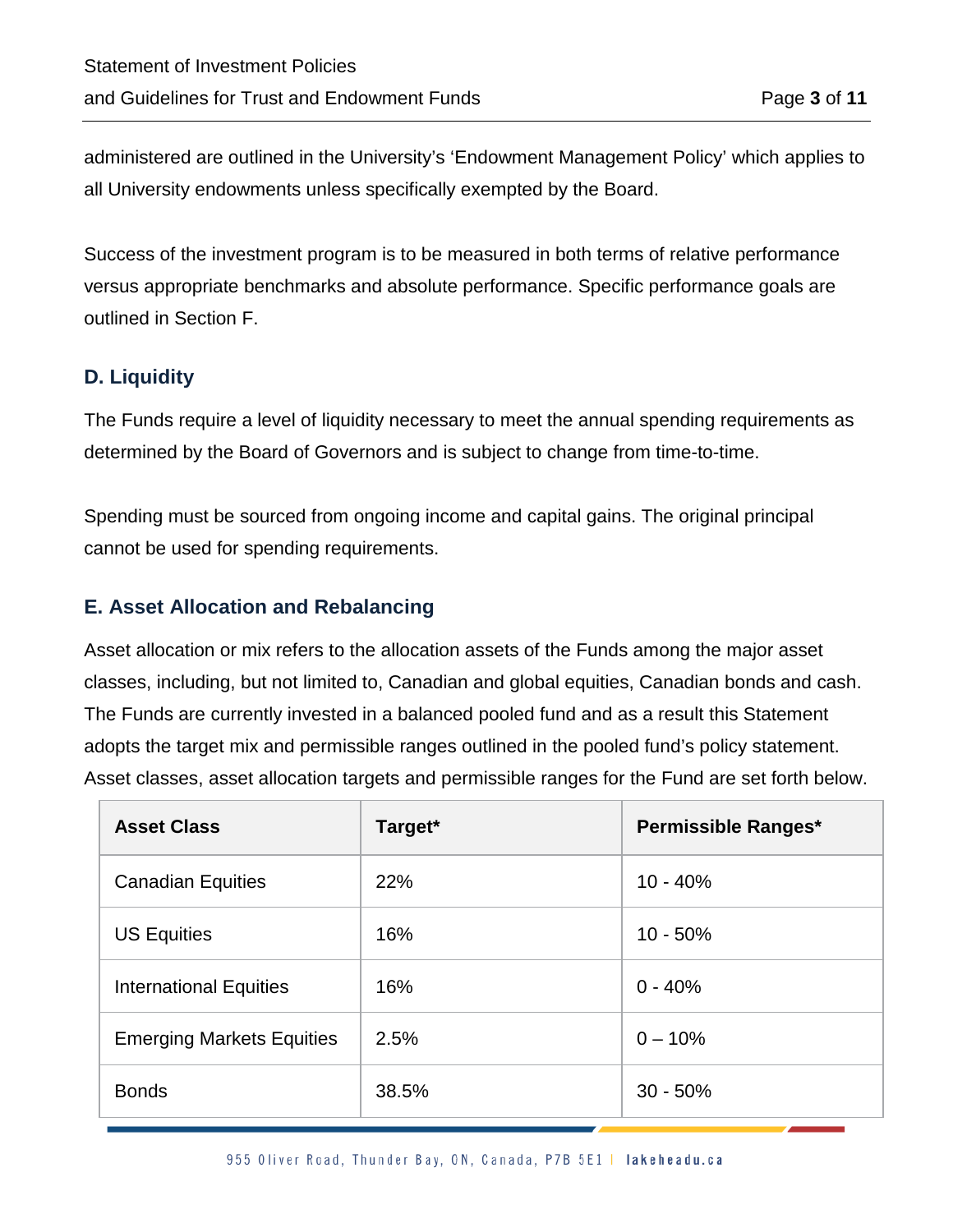administered are outlined in the University's 'Endowment Management Policy' which applies to all University endowments unless specifically exempted by the Board.

Success of the investment program is to be measured in both terms of relative performance versus appropriate benchmarks and absolute performance. Specific performance goals are outlined in Section F.

## D. Liquidity

The Funds require a level of liquidity necessary to meet the annual spending requirements as determined by the Board of Governors and is subject to change from time-to-time.

Spending must be sourced from ongoing income and capital gains. The original principal cannot be used for spending requirements.

## E. Asset Allocation and Rebalancing

Asset allocation or mix refers to the allocation assets of the Funds among the major asset classes, including, but not limited to, Canadian and global equities, Canadian bonds and cash. The Funds are currently invested in a balanced pooled fund and as a result this Statement adopts the target mix and permissible ranges outlined in the pooled fund's policy statement. Asset classes, asset allocation targets and permissible ranges for the Fund are set forth below.

| Asset Class | Target* | Permissible Ranges* |
|---|---|---|
| Canadian Equities | 22% | 10 - 40% |
| US Equities | 16% | 10 - 50% |
| International Equities | 16% | 0 - 40% |
| Emerging Markets Equities | 2.5% | 0 – 10% |
| Bonds | 38.5% | 30 - 50% |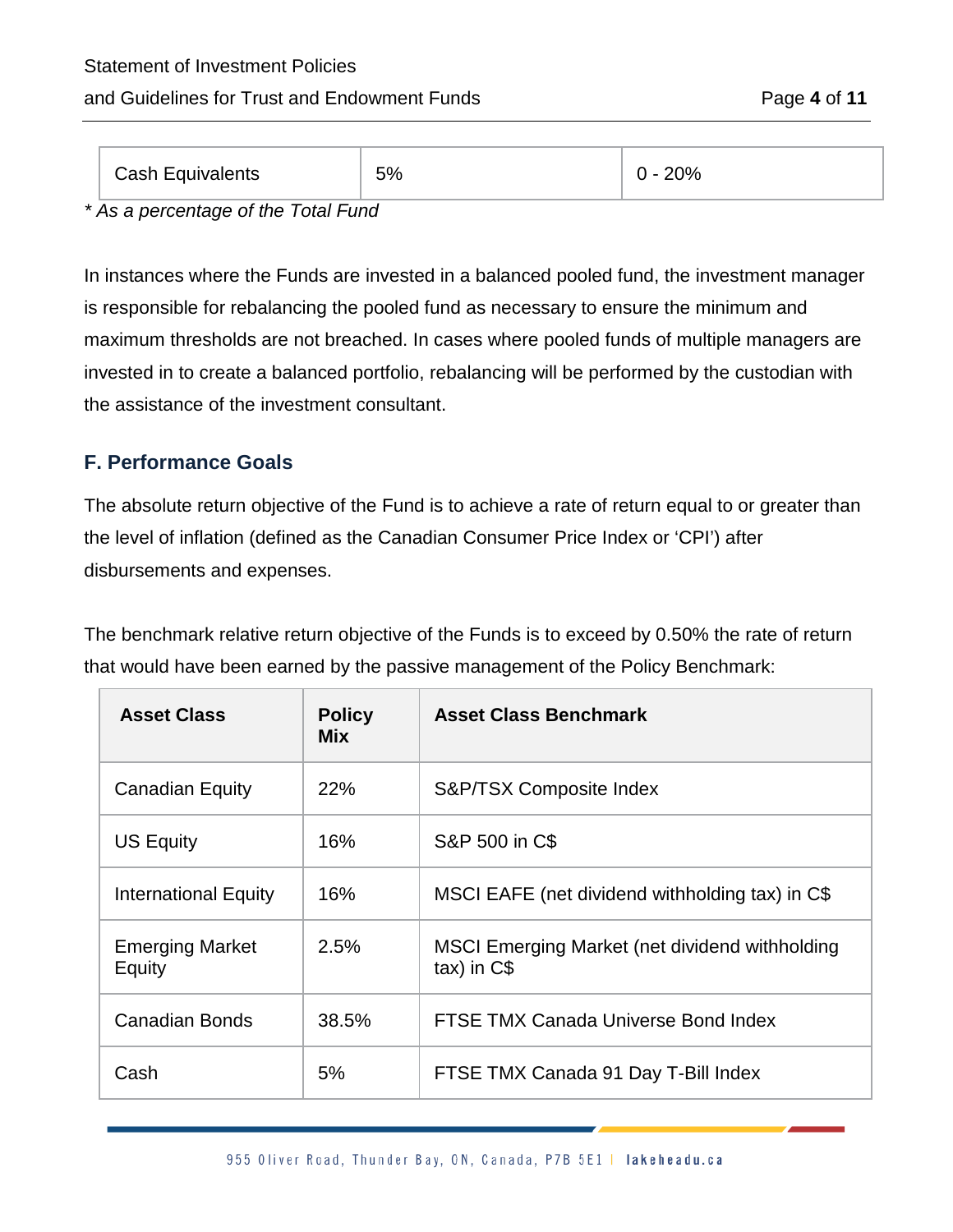| Cash Equivalents | 5% | 0 - 20% |
|---|---|---|

*\* As a percentage of the Total Fund*

In instances where the Funds are invested in a balanced pooled fund, the investment manager is responsible for rebalancing the pooled fund as necessary to ensure the minimum and maximum thresholds are not breached. In cases where pooled funds of multiple managers are invested in to create a balanced portfolio, rebalancing will be performed by the custodian with the assistance of the investment consultant.

## F. Performance Goals

The absolute return objective of the Fund is to achieve a rate of return equal to or greater than the level of inflation (defined as the Canadian Consumer Price Index or 'CPI') after disbursements and expenses.

The benchmark relative return objective of the Funds is to exceed by 0.50% the rate of return that would have been earned by the passive management of the Policy Benchmark:

| Asset Class | Policy Mix | Asset Class Benchmark |
|---|---|---|
| Canadian Equity | 22% | S&P/TSX Composite Index |
| US Equity | 16% | S&P 500 in C$ |
| International Equity | 16% | MSCI EAFE (net dividend withholding tax) in C$ |
| Emerging Market Equity | 2.5% | MSCI Emerging Market (net dividend withholding tax) in C$ |
| Canadian Bonds | 38.5% | FTSE TMX Canada Universe Bond Index |
| Cash | 5% | FTSE TMX Canada 91 Day T-Bill Index |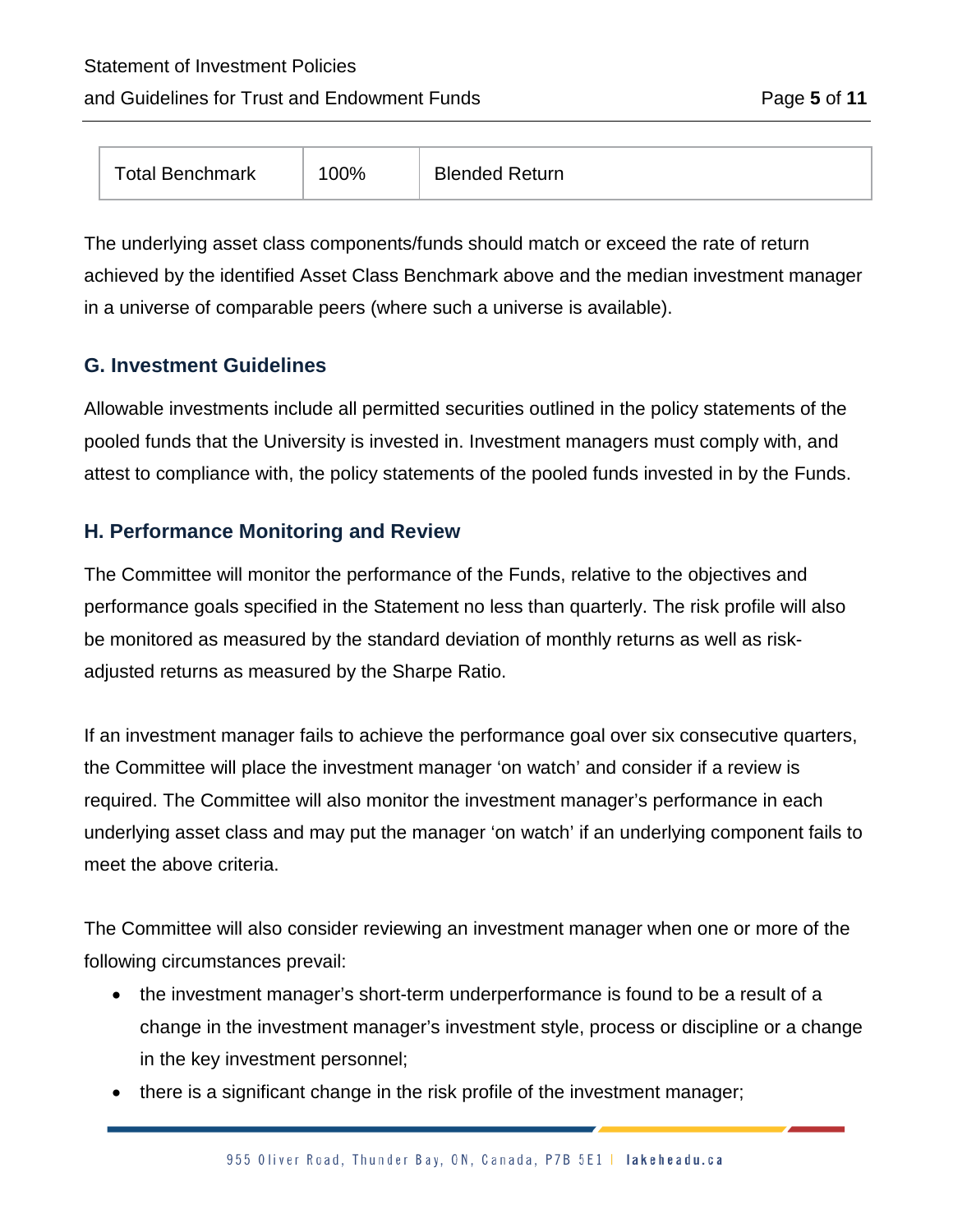| Total Benchmark | 100% | Blended Return |
| --- | --- | --- |

The underlying asset class components/funds should match or exceed the rate of return achieved by the identified Asset Class Benchmark above and the median investment manager in a universe of comparable peers (where such a universe is available).

## G. Investment Guidelines

Allowable investments include all permitted securities outlined in the policy statements of the pooled funds that the University is invested in. Investment managers must comply with, and attest to compliance with, the policy statements of the pooled funds invested in by the Funds.

## H. Performance Monitoring and Review

The Committee will monitor the performance of the Funds, relative to the objectives and performance goals specified in the Statement no less than quarterly. The risk profile will also be monitored as measured by the standard deviation of monthly returns as well as risk-adjusted returns as measured by the Sharpe Ratio.

If an investment manager fails to achieve the performance goal over six consecutive quarters, the Committee will place the investment manager 'on watch' and consider if a review is required. The Committee will also monitor the investment manager's performance in each underlying asset class and may put the manager 'on watch' if an underlying component fails to meet the above criteria.

The Committee will also consider reviewing an investment manager when one or more of the following circumstances prevail:

- the investment manager's short-term underperformance is found to be a result of a change in the investment manager's investment style, process or discipline or a change in the key investment personnel;
- there is a significant change in the risk profile of the investment manager;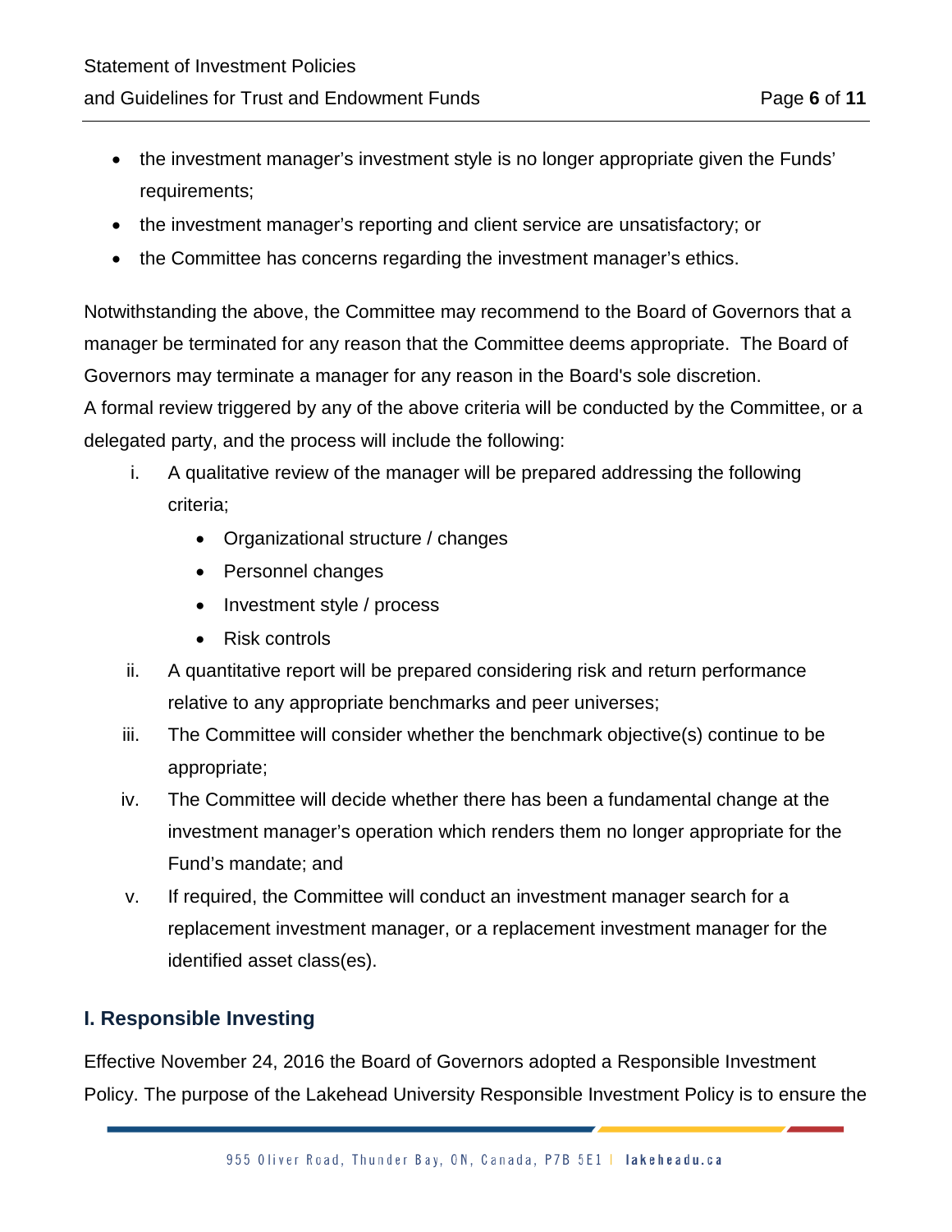- the investment manager's investment style is no longer appropriate given the Funds' requirements;
- the investment manager's reporting and client service are unsatisfactory; or
- the Committee has concerns regarding the investment manager's ethics.

Notwithstanding the above, the Committee may recommend to the Board of Governors that a manager be terminated for any reason that the Committee deems appropriate. The Board of Governors may terminate a manager for any reason in the Board's sole discretion.
A formal review triggered by any of the above criteria will be conducted by the Committee, or a delegated party, and the process will include the following:

i. A qualitative review of the manager will be prepared addressing the following criteria;
    - Organizational structure / changes
    - Personnel changes
    - Investment style / process
    - Risk controls

ii. A quantitative report will be prepared considering risk and return performance relative to any appropriate benchmarks and peer universes;

iii. The Committee will consider whether the benchmark objective(s) continue to be appropriate;

iv. The Committee will decide whether there has been a fundamental change at the investment manager's operation which renders them no longer appropriate for the Fund's mandate; and

v. If required, the Committee will conduct an investment manager search for a replacement investment manager, or a replacement investment manager for the identified asset class(es).

## I. Responsible Investing

Effective November 24, 2016 the Board of Governors adopted a Responsible Investment Policy. The purpose of the Lakehead University Responsible Investment Policy is to ensure the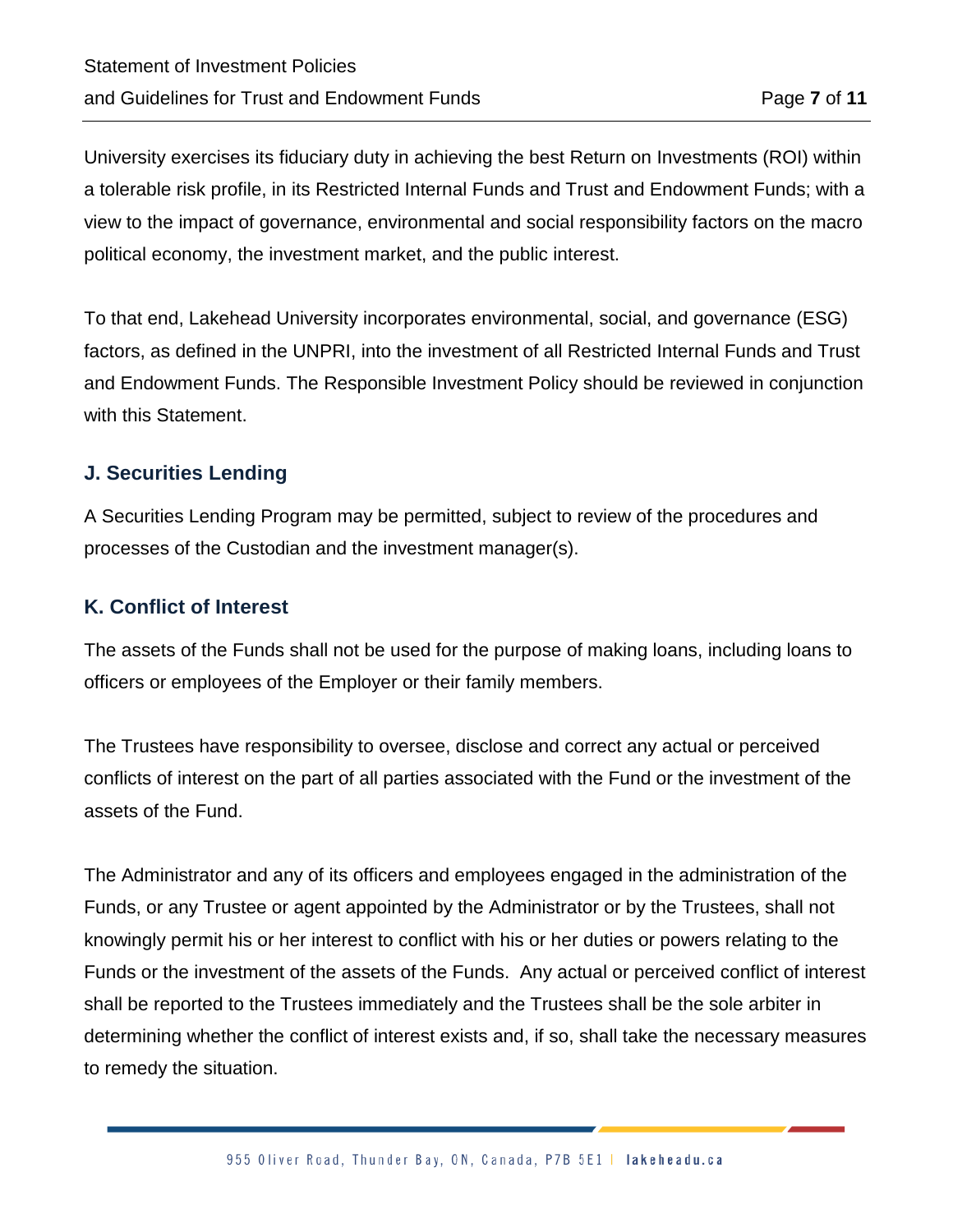University exercises its fiduciary duty in achieving the best Return on Investments (ROI) within a tolerable risk profile, in its Restricted Internal Funds and Trust and Endowment Funds; with a view to the impact of governance, environmental and social responsibility factors on the macro political economy, the investment market, and the public interest.

To that end, Lakehead University incorporates environmental, social, and governance (ESG) factors, as defined in the UNPRI, into the investment of all Restricted Internal Funds and Trust and Endowment Funds. The Responsible Investment Policy should be reviewed in conjunction with this Statement.

## J. Securities Lending

A Securities Lending Program may be permitted, subject to review of the procedures and processes of the Custodian and the investment manager(s).

## K. Conflict of Interest

The assets of the Funds shall not be used for the purpose of making loans, including loans to officers or employees of the Employer or their family members.

The Trustees have responsibility to oversee, disclose and correct any actual or perceived conflicts of interest on the part of all parties associated with the Fund or the investment of the assets of the Fund.

The Administrator and any of its officers and employees engaged in the administration of the Funds, or any Trustee or agent appointed by the Administrator or by the Trustees, shall not knowingly permit his or her interest to conflict with his or her duties or powers relating to the Funds or the investment of the assets of the Funds. Any actual or perceived conflict of interest shall be reported to the Trustees immediately and the Trustees shall be the sole arbiter in determining whether the conflict of interest exists and, if so, shall take the necessary measures to remedy the situation.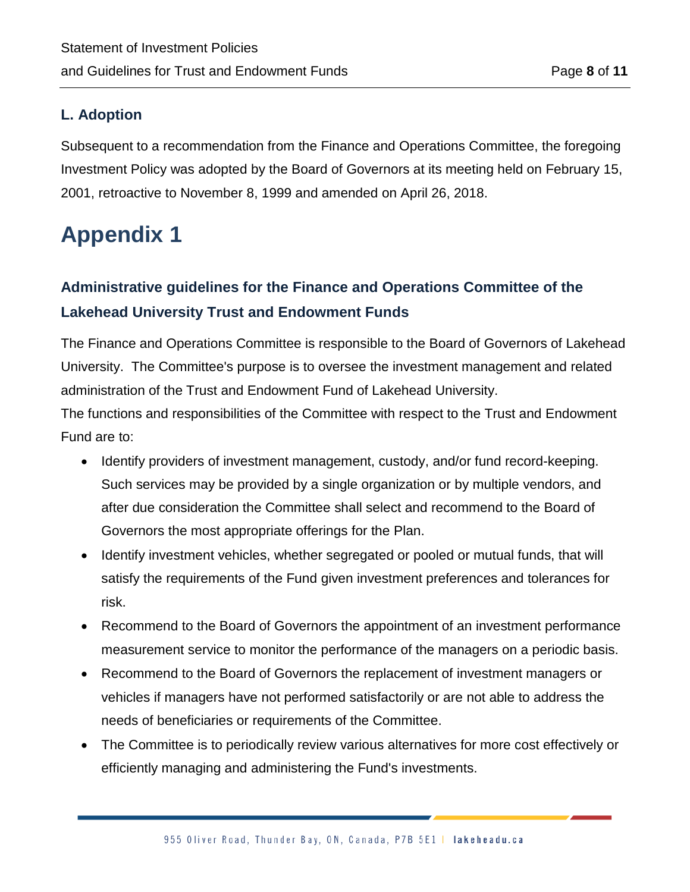### L. Adoption

Subsequent to a recommendation from the Finance and Operations Committee, the foregoing Investment Policy was adopted by the Board of Governors at its meeting held on February 15, 2001, retroactive to November 8, 1999 and amended on April 26, 2018.

# Appendix 1

### Administrative guidelines for the Finance and Operations Committee of the Lakehead University Trust and Endowment Funds

The Finance and Operations Committee is responsible to the Board of Governors of Lakehead University. The Committee's purpose is to oversee the investment management and related administration of the Trust and Endowment Fund of Lakehead University.

The functions and responsibilities of the Committee with respect to the Trust and Endowment Fund are to:

- Identify providers of investment management, custody, and/or fund record-keeping. Such services may be provided by a single organization or by multiple vendors, and after due consideration the Committee shall select and recommend to the Board of Governors the most appropriate offerings for the Plan.
- Identify investment vehicles, whether segregated or pooled or mutual funds, that will satisfy the requirements of the Fund given investment preferences and tolerances for risk.
- Recommend to the Board of Governors the appointment of an investment performance measurement service to monitor the performance of the managers on a periodic basis.
- Recommend to the Board of Governors the replacement of investment managers or vehicles if managers have not performed satisfactorily or are not able to address the needs of beneficiaries or requirements of the Committee.
- The Committee is to periodically review various alternatives for more cost effectively or efficiently managing and administering the Fund's investments.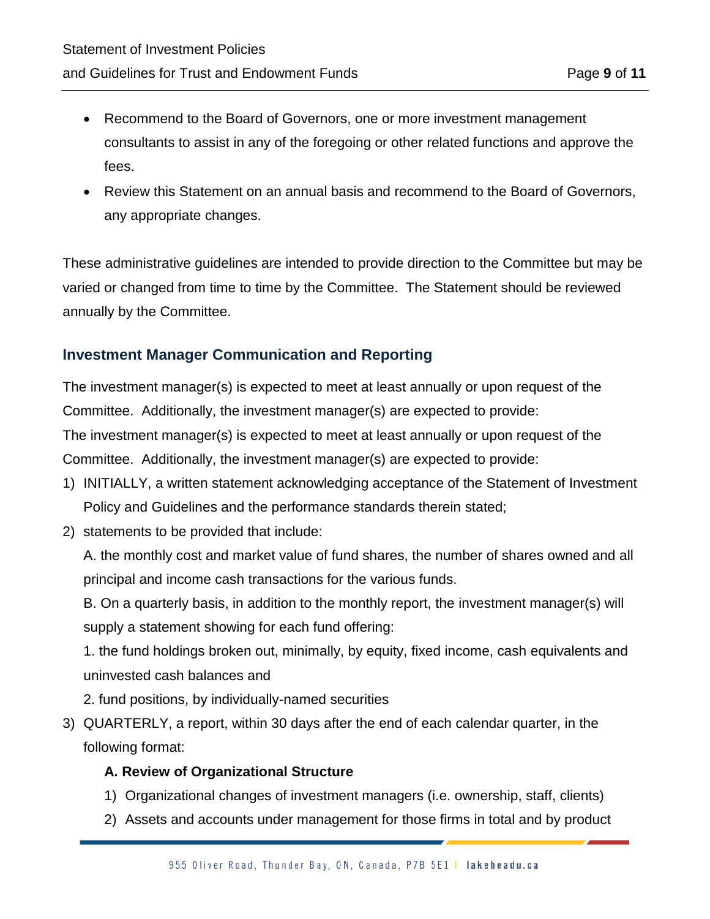- Recommend to the Board of Governors, one or more investment management consultants to assist in any of the foregoing or other related functions and approve the fees.
- Review this Statement on an annual basis and recommend to the Board of Governors, any appropriate changes.

These administrative guidelines are intended to provide direction to the Committee but may be varied or changed from time to time by the Committee. The Statement should be reviewed annually by the Committee.

## Investment Manager Communication and Reporting

The investment manager(s) is expected to meet at least annually or upon request of the Committee. Additionally, the investment manager(s) are expected to provide:
The investment manager(s) is expected to meet at least annually or upon request of the Committee. Additionally, the investment manager(s) are expected to provide:

1) INITIALLY, a written statement acknowledging acceptance of the Statement of Investment Policy and Guidelines and the performance standards therein stated;
2) statements to be provided that include:

   A. the monthly cost and market value of fund shares, the number of shares owned and all principal and income cash transactions for the various funds.

   B. On a quarterly basis, in addition to the monthly report, the investment manager(s) will supply a statement showing for each fund offering:

   1. the fund holdings broken out, minimally, by equity, fixed income, cash equivalents and uninvested cash balances and

   2. fund positions, by individually-named securities

3) QUARTERLY, a report, within 30 days after the end of each calendar quarter, in the following format:

   **A. Review of Organizational Structure**

   1) Organizational changes of investment managers (i.e. ownership, staff, clients)
   2) Assets and accounts under management for those firms in total and by product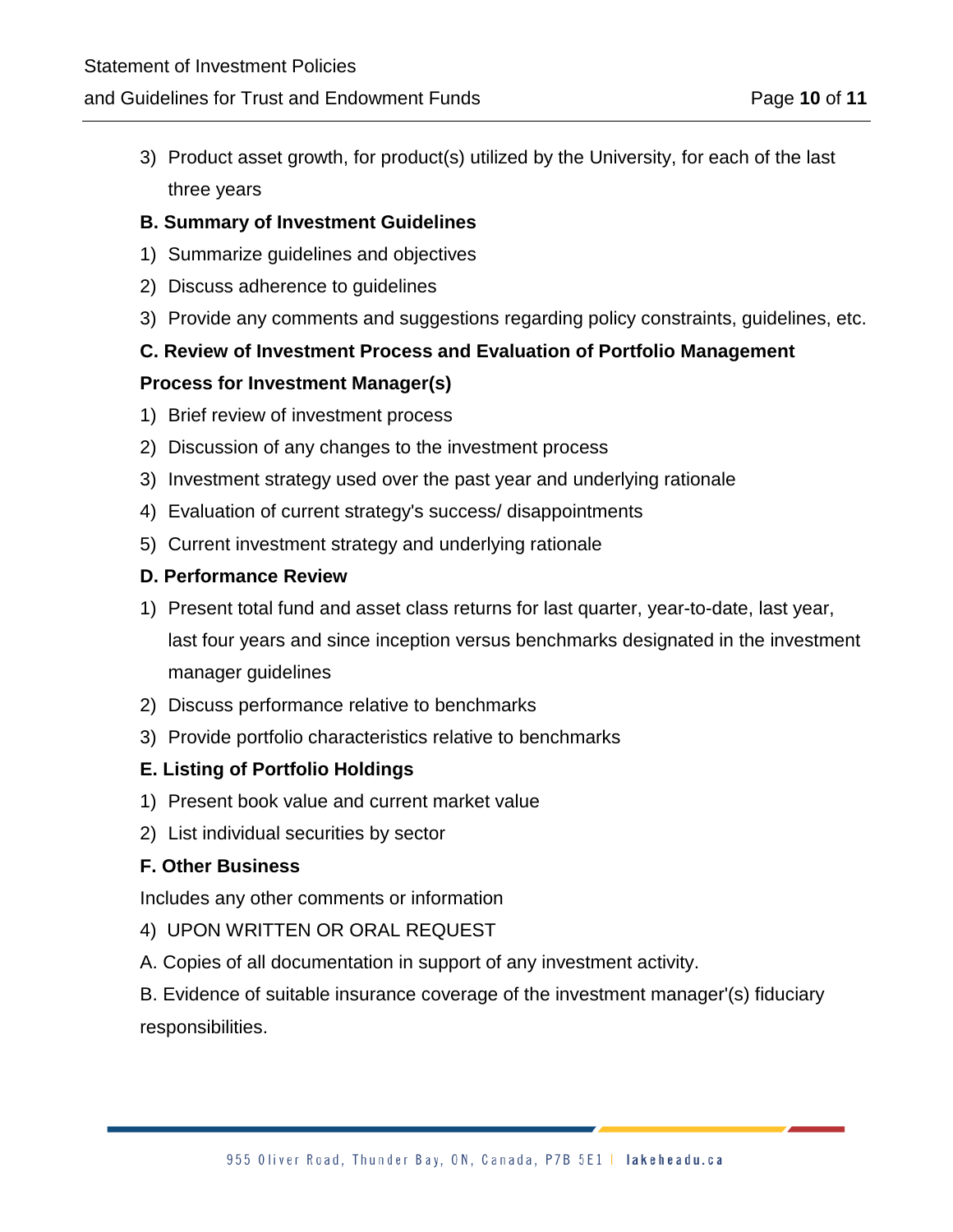3) Product asset growth, for product(s) utilized by the University, for each of the last three years

**B. Summary of Investment Guidelines**

1) Summarize guidelines and objectives
2) Discuss adherence to guidelines
3) Provide any comments and suggestions regarding policy constraints, guidelines, etc.

**C. Review of Investment Process and Evaluation of Portfolio Management Process for Investment Manager(s)**

1) Brief review of investment process
2) Discussion of any changes to the investment process
3) Investment strategy used over the past year and underlying rationale
4) Evaluation of current strategy's success/ disappointments
5) Current investment strategy and underlying rationale

**D. Performance Review**

1) Present total fund and asset class returns for last quarter, year-to-date, last year, last four years and since inception versus benchmarks designated in the investment manager guidelines
2) Discuss performance relative to benchmarks
3) Provide portfolio characteristics relative to benchmarks

**E. Listing of Portfolio Holdings**

1) Present book value and current market value
2) List individual securities by sector

**F. Other Business**

Includes any other comments or information

4) UPON WRITTEN OR ORAL REQUEST

A. Copies of all documentation in support of any investment activity.

B. Evidence of suitable insurance coverage of the investment manager'(s) fiduciary responsibilities.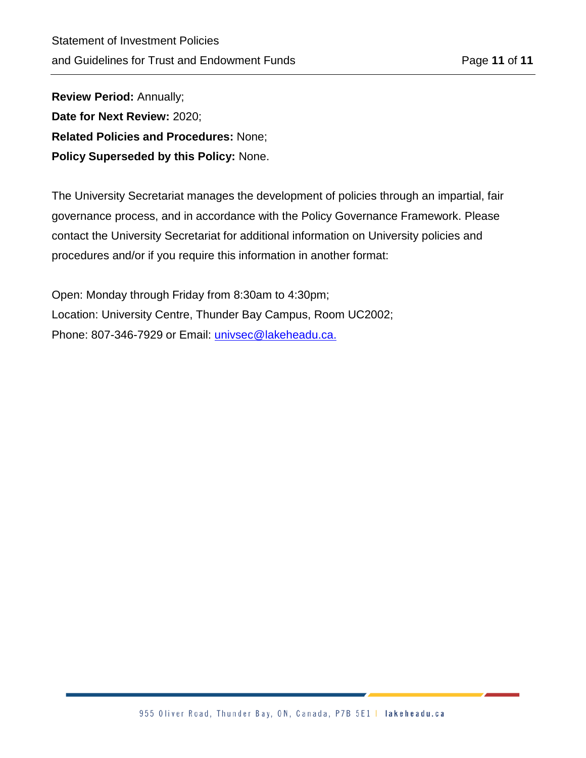**Review Period:** Annually;
**Date for Next Review:** 2020;
**Related Policies and Procedures:** None;
**Policy Superseded by this Policy:** None.

The University Secretariat manages the development of policies through an impartial, fair governance process, and in accordance with the Policy Governance Framework. Please contact the University Secretariat for additional information on University policies and procedures and/or if you require this information in another format:

Open: Monday through Friday from 8:30am to 4:30pm;
Location: University Centre, Thunder Bay Campus, Room UC2002;
Phone: 807-346-7929 or Email: univsec@lakeheadu.ca.